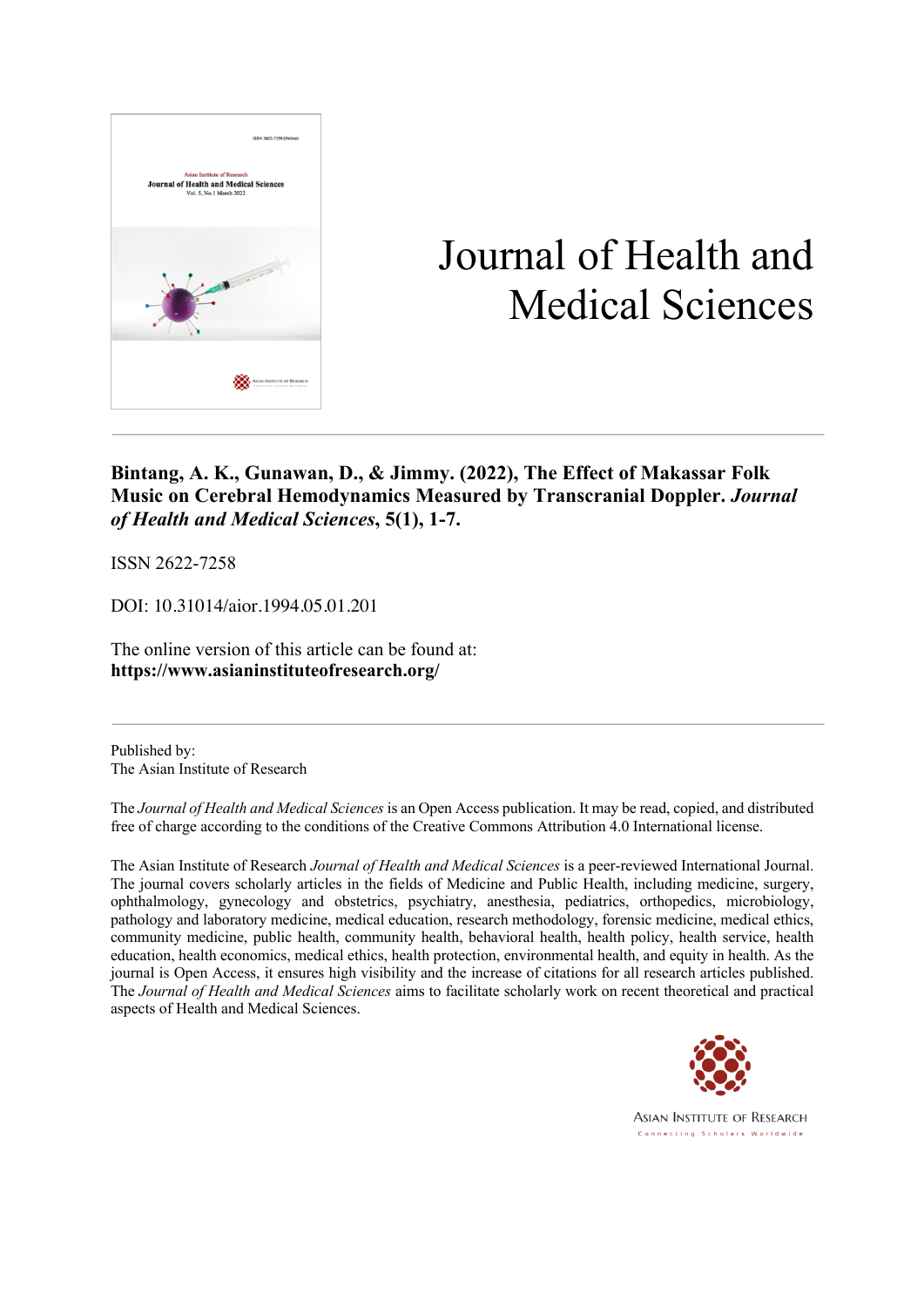# Journal of Health and Medical Sciences

**Bintang, A. K., Gunawan, D., & Jimmy. (2022), The Effect of Makassar Folk Music on Cerebral Hemodynamics Measured by Transcranial Doppler. *Journal of Health and Medical Sciences*, 5(1), 1-7.**

ISSN 2622-7258

DOI: 10.31014/aior.1994.05.01.201

The online version of this article can be found at:
**https://www.asianinstituteofresearch.org/**

---

Published by:
The Asian Institute of Research

The *Journal of Health and Medical Sciences* is an Open Access publication. It may be read, copied, and distributed free of charge according to the conditions of the Creative Commons Attribution 4.0 International license.

The Asian Institute of Research *Journal of Health and Medical Sciences* is a peer-reviewed International Journal. The journal covers scholarly articles in the fields of Medicine and Public Health, including medicine, surgery, ophthalmology, gynecology and obstetrics, psychiatry, anesthesia, pediatrics, orthopedics, microbiology, pathology and laboratory medicine, medical education, research methodology, forensic medicine, medical ethics, community medicine, public health, community health, behavioral health, health policy, health service, health education, health economics, medical ethics, health protection, environmental health, and equity in health. As the journal is Open Access, it ensures high visibility and the increase of citations for all research articles published. The *Journal of Health and Medical Sciences* aims to facilitate scholarly work on recent theoretical and practical aspects of Health and Medical Sciences.

ASIAN INSTITUTE OF RESEARCH
Connecting Scholars Worldwide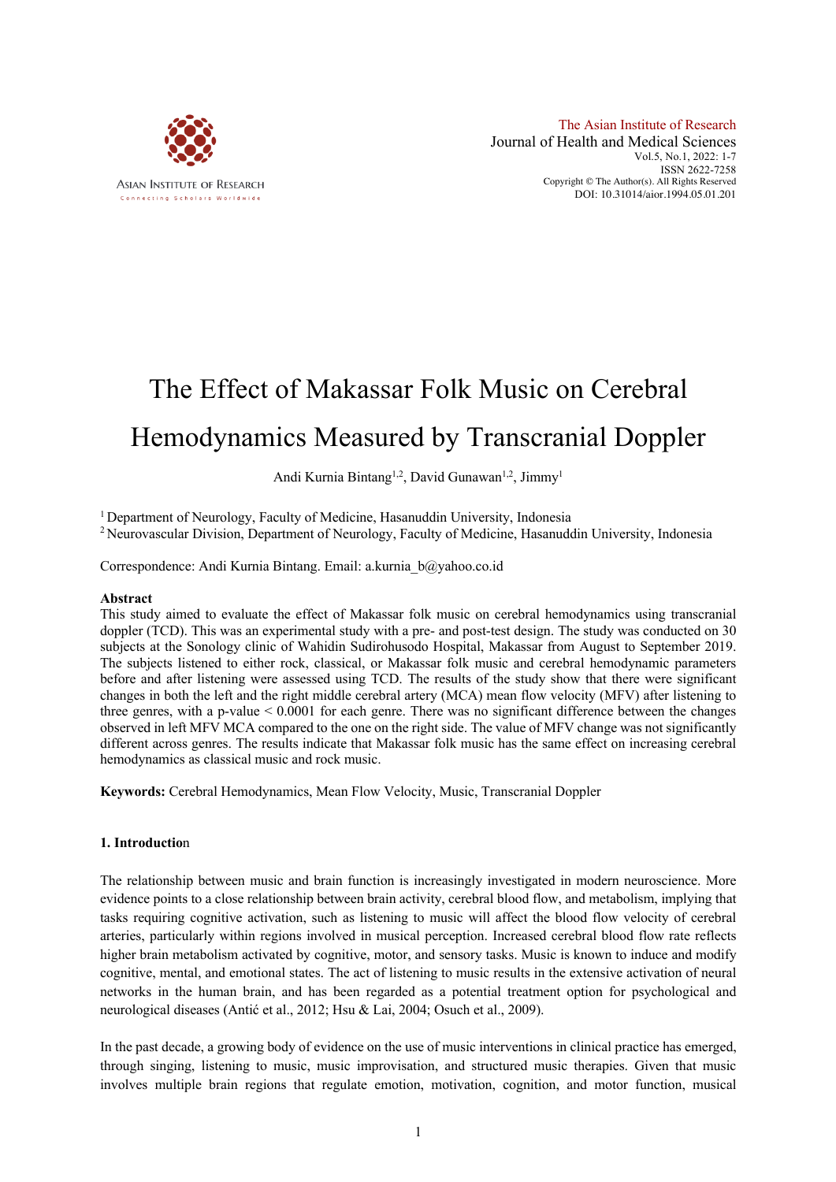# The Effect of Makassar Folk Music on Cerebral Hemodynamics Measured by Transcranial Doppler

Andi Kurnia Bintang[1,2], David Gunawan[1,2], Jimmy[1]

[1] Department of Neurology, Faculty of Medicine, Hasanuddin University, Indonesia
[2] Neurovascular Division, Department of Neurology, Faculty of Medicine, Hasanuddin University, Indonesia

Correspondence: Andi Kurnia Bintang. Email: a.kurnia_b@yahoo.co.id

## Abstract

This study aimed to evaluate the effect of Makassar folk music on cerebral hemodynamics using transcranial doppler (TCD). This was an experimental study with a pre- and post-test design. The study was conducted on 30 subjects at the Sonology clinic of Wahidin Sudirohusodo Hospital, Makassar from August to September 2019. The subjects listened to either rock, classical, or Makassar folk music and cerebral hemodynamic parameters before and after listening were assessed using TCD. The results of the study show that there were significant changes in both the left and the right middle cerebral artery (MCA) mean flow velocity (MFV) after listening to three genres, with a p-value < 0.0001 for each genre. There was no significant difference between the changes observed in left MFV MCA compared to the one on the right side. The value of MFV change was not significantly different across genres. The results indicate that Makassar folk music has the same effect on increasing cerebral hemodynamics as classical music and rock music.

**Keywords:** Cerebral Hemodynamics, Mean Flow Velocity, Music, Transcranial Doppler

## 1. Introduction

The relationship between music and brain function is increasingly investigated in modern neuroscience. More evidence points to a close relationship between brain activity, cerebral blood flow, and metabolism, implying that tasks requiring cognitive activation, such as listening to music will affect the blood flow velocity of cerebral arteries, particularly within regions involved in musical perception. Increased cerebral blood flow rate reflects higher brain metabolism activated by cognitive, motor, and sensory tasks. Music is known to induce and modify cognitive, mental, and emotional states. The act of listening to music results in the extensive activation of neural networks in the human brain, and has been regarded as a potential treatment option for psychological and neurological diseases (Antić et al., 2012; Hsu & Lai, 2004; Osuch et al., 2009).

In the past decade, a growing body of evidence on the use of music interventions in clinical practice has emerged, through singing, listening to music, music improvisation, and structured music therapies. Given that music involves multiple brain regions that regulate emotion, motivation, cognition, and motor function, musical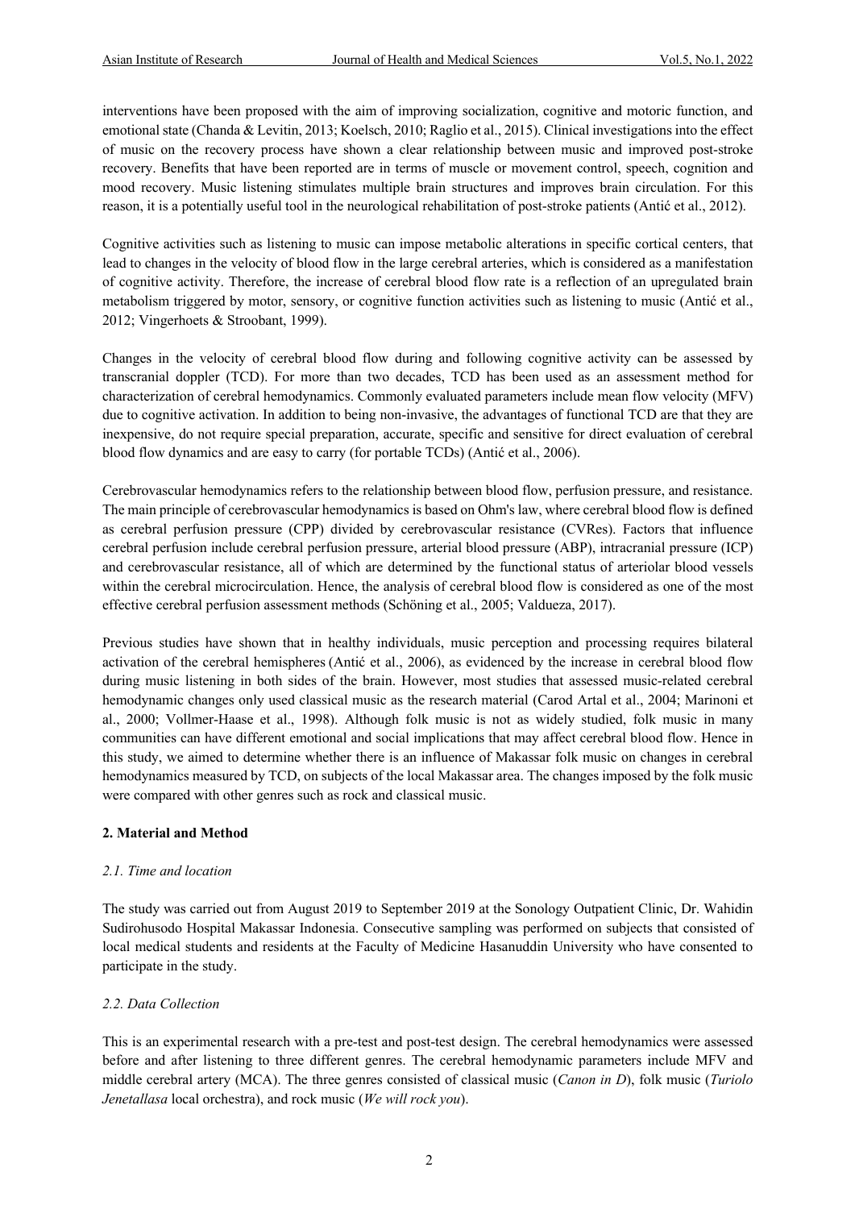interventions have been proposed with the aim of improving socialization, cognitive and motoric function, and emotional state (Chanda & Levitin, 2013; Koelsch, 2010; Raglio et al., 2015). Clinical investigations into the effect of music on the recovery process have shown a clear relationship between music and improved post-stroke recovery. Benefits that have been reported are in terms of muscle or movement control, speech, cognition and mood recovery. Music listening stimulates multiple brain structures and improves brain circulation. For this reason, it is a potentially useful tool in the neurological rehabilitation of post-stroke patients (Antić et al., 2012).

Cognitive activities such as listening to music can impose metabolic alterations in specific cortical centers, that lead to changes in the velocity of blood flow in the large cerebral arteries, which is considered as a manifestation of cognitive activity. Therefore, the increase of cerebral blood flow rate is a reflection of an upregulated brain metabolism triggered by motor, sensory, or cognitive function activities such as listening to music (Antić et al., 2012; Vingerhoets & Stroobant, 1999).

Changes in the velocity of cerebral blood flow during and following cognitive activity can be assessed by transcranial doppler (TCD). For more than two decades, TCD has been used as an assessment method for characterization of cerebral hemodynamics. Commonly evaluated parameters include mean flow velocity (MFV) due to cognitive activation. In addition to being non-invasive, the advantages of functional TCD are that they are inexpensive, do not require special preparation, accurate, specific and sensitive for direct evaluation of cerebral blood flow dynamics and are easy to carry (for portable TCDs) (Antić et al., 2006).

Cerebrovascular hemodynamics refers to the relationship between blood flow, perfusion pressure, and resistance. The main principle of cerebrovascular hemodynamics is based on Ohm's law, where cerebral blood flow is defined as cerebral perfusion pressure (CPP) divided by cerebrovascular resistance (CVRes). Factors that influence cerebral perfusion include cerebral perfusion pressure, arterial blood pressure (ABP), intracranial pressure (ICP) and cerebrovascular resistance, all of which are determined by the functional status of arteriolar blood vessels within the cerebral microcirculation. Hence, the analysis of cerebral blood flow is considered as one of the most effective cerebral perfusion assessment methods (Schöning et al., 2005; Valdueza, 2017).

Previous studies have shown that in healthy individuals, music perception and processing requires bilateral activation of the cerebral hemispheres (Antić et al., 2006), as evidenced by the increase in cerebral blood flow during music listening in both sides of the brain. However, most studies that assessed music-related cerebral hemodynamic changes only used classical music as the research material (Carod Artal et al., 2004; Marinoni et al., 2000; Vollmer-Haase et al., 1998). Although folk music is not as widely studied, folk music in many communities can have different emotional and social implications that may affect cerebral blood flow. Hence in this study, we aimed to determine whether there is an influence of Makassar folk music on changes in cerebral hemodynamics measured by TCD, on subjects of the local Makassar area. The changes imposed by the folk music were compared with other genres such as rock and classical music.

## 2. Material and Method

### *2.1. Time and location*

The study was carried out from August 2019 to September 2019 at the Sonology Outpatient Clinic, Dr. Wahidin Sudirohusodo Hospital Makassar Indonesia. Consecutive sampling was performed on subjects that consisted of local medical students and residents at the Faculty of Medicine Hasanuddin University who have consented to participate in the study.

### *2.2. Data Collection*

This is an experimental research with a pre-test and post-test design. The cerebral hemodynamics were assessed before and after listening to three different genres. The cerebral hemodynamic parameters include MFV and middle cerebral artery (MCA). The three genres consisted of classical music (*Canon in D*), folk music (*Turiolo Jenetallasa* local orchestra), and rock music (*We will rock you*).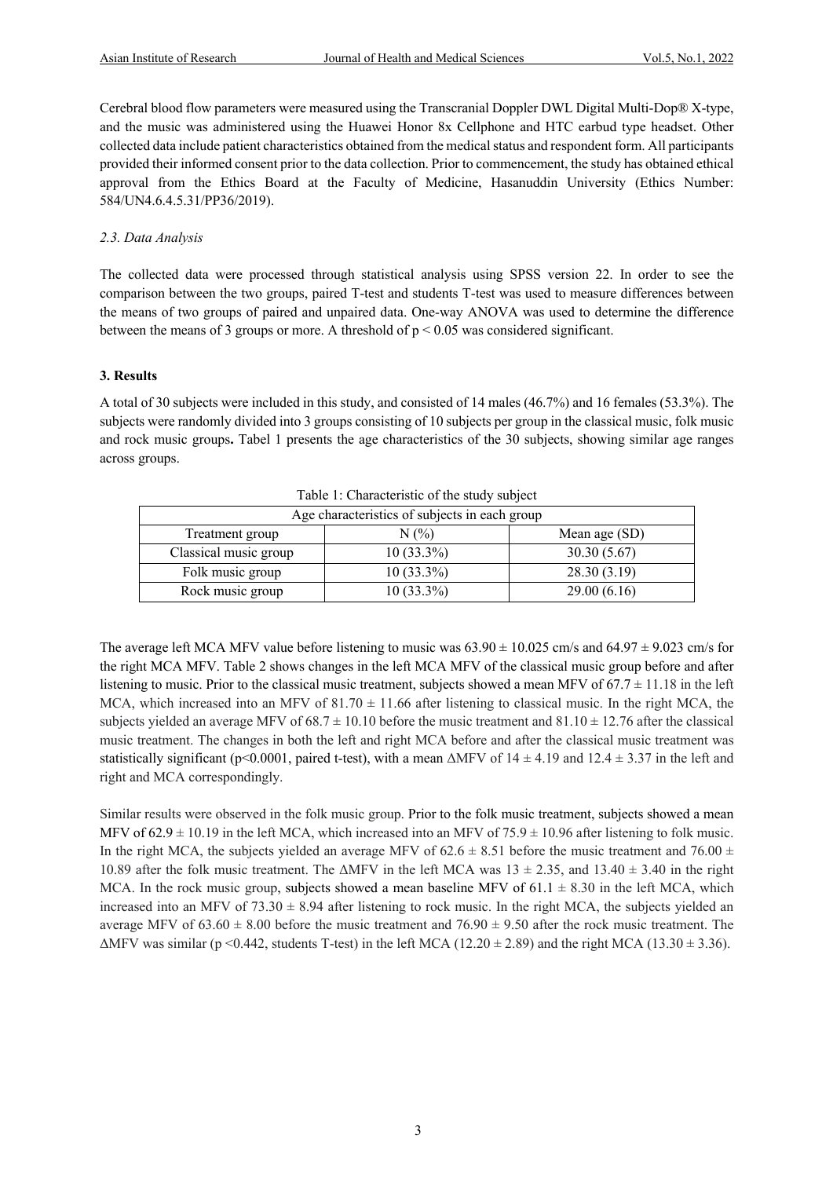Cerebral blood flow parameters were measured using the Transcranial Doppler DWL Digital Multi-Dop® X-type, and the music was administered using the Huawei Honor 8x Cellphone and HTC earbud type headset. Other collected data include patient characteristics obtained from the medical status and respondent form. All participants provided their informed consent prior to the data collection. Prior to commencement, the study has obtained ethical approval from the Ethics Board at the Faculty of Medicine, Hasanuddin University (Ethics Number: 584/UN4.6.4.5.31/PP36/2019).

### *2.3. Data Analysis*

The collected data were processed through statistical analysis using SPSS version 22. In order to see the comparison between the two groups, paired T-test and students T-test was used to measure differences between the means of two groups of paired and unpaired data. One-way ANOVA was used to determine the difference between the means of 3 groups or more. A threshold of $p < 0.05$ was considered significant.

## 3. Results

A total of 30 subjects were included in this study, and consisted of 14 males (46.7%) and 16 females (53.3%). The subjects were randomly divided into 3 groups consisting of 10 subjects per group in the classical music, folk music and rock music groups**.** Tabel 1 presents the age characteristics of the 30 subjects, showing similar age ranges across groups.

Table 1: Characteristic of the study subject

| Age characteristics of subjects in each group | | |
|---|---|---|
| Treatment group | N (%) | Mean age (SD) |
| Classical music group | 10 (33.3%) | 30.30 (5.67) |
| Folk music group | 10 (33.3%) | 28.30 (3.19) |
| Rock music group | 10 (33.3%) | 29.00 (6.16) |

The average left MCA MFV value before listening to music was $63.90 \pm 10.025$ cm/s and $64.97 \pm 9.023$ cm/s for the right MCA MFV. Table 2 shows changes in the left MCA MFV of the classical music group before and after listening to music. Prior to the classical music treatment, subjects showed a mean MFV of $67.7 \pm 11.18$ in the left MCA, which increased into an MFV of $81.70 \pm 11.66$ after listening to classical music. In the right MCA, the subjects yielded an average MFV of $68.7 \pm 10.10$ before the music treatment and $81.10 \pm 12.76$ after the classical music treatment. The changes in both the left and right MCA before and after the classical music treatment was statistically significant ($p<0.0001$, paired t-test), with a mean $\Delta$MFV of $14 \pm 4.19$ and $12.4 \pm 3.37$ in the left and right and MCA correspondingly.

Similar results were observed in the folk music group. Prior to the folk music treatment, subjects showed a mean MFV of $62.9 \pm 10.19$ in the left MCA, which increased into an MFV of $75.9 \pm 10.96$ after listening to folk music. In the right MCA, the subjects yielded an average MFV of $62.6 \pm 8.51$ before the music treatment and $76.00 \pm 10.89$ after the folk music treatment. The $\Delta$MFV in the left MCA was $13 \pm 2.35$, and $13.40 \pm 3.40$ in the right MCA. In the rock music group, subjects showed a mean baseline MFV of $61.1 \pm 8.30$ in the left MCA, which increased into an MFV of $73.30 \pm 8.94$ after listening to rock music. In the right MCA, the subjects yielded an average MFV of $63.60 \pm 8.00$ before the music treatment and $76.90 \pm 9.50$ after the rock music treatment. The $\Delta$MFV was similar ($p < 0.442$, students T-test) in the left MCA ($12.20 \pm 2.89$) and the right MCA ($13.30 \pm 3.36$).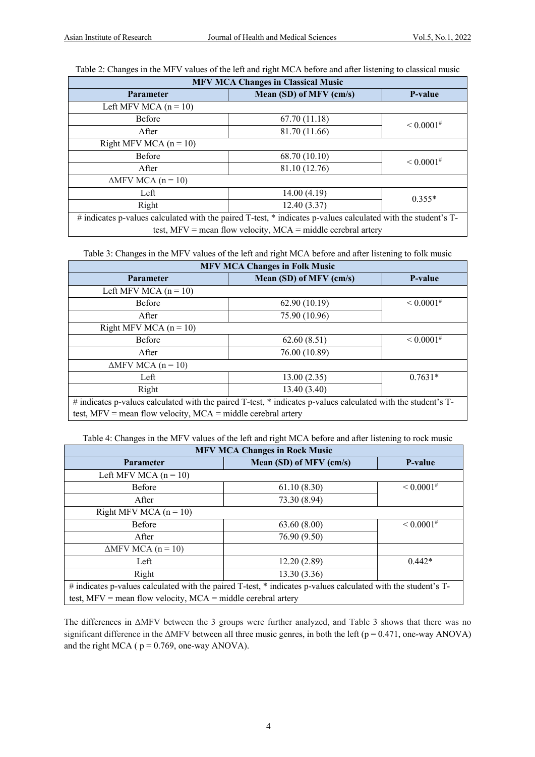Table 2: Changes in the MFV values of the left and right MCA before and after listening to classical music

| MFV MCA Changes in Classical Music | | |
|---|---|---|
| **Parameter** | **Mean (SD) of MFV (cm/s)** | **P-value** |
| Left MFV MCA (n = 10) | | |
| Before | 67.70 (11.18) | < 0.0001# |
| After | 81.70 (11.66) | |
| Right MFV MCA (n = 10) | | |
| Before | 68.70 (10.10) | < 0.0001# |
| After | 81.10 (12.76) | |
| ΔMFV MCA (n = 10) | | |
| Left | 14.00 (4.19) | 0.355* |
| Right | 12.40 (3.37) | |
| # indicates p-values calculated with the paired T-test, * indicates p-values calculated with the student's T-test, MFV = mean flow velocity, MCA = middle cerebral artery | | |

Table 3: Changes in the MFV values of the left and right MCA before and after listening to folk music

| MFV MCA Changes in Folk Music | | |
|---|---|---|
| **Parameter** | **Mean (SD) of MFV (cm/s)** | **P-value** |
| Left MFV MCA (n = 10) | | |
| Before | 62.90 (10.19) | < 0.0001# |
| After | 75.90 (10.96) | |
| Right MFV MCA (n = 10) | | |
| Before | 62.60 (8.51) | < 0.0001# |
| After | 76.00 (10.89) | |
| ΔMFV MCA (n = 10) | | |
| Left | 13.00 (2.35) | 0.7631* |
| Right | 13.40 (3.40) | |
| # indicates p-values calculated with the paired T-test, * indicates p-values calculated with the student's T-test, MFV = mean flow velocity, MCA = middle cerebral artery | | |

Table 4: Changes in the MFV values of the left and right MCA before and after listening to rock music

| MFV MCA Changes in Rock Music | | |
|---|---|---|
| **Parameter** | **Mean (SD) of MFV (cm/s)** | **P-value** |
| Left MFV MCA (n = 10) | | |
| Before | 61.10 (8.30) | < 0.0001# |
| After | 73.30 (8.94) | |
| Right MFV MCA (n = 10) | | |
| Before | 63.60 (8.00) | < 0.0001# |
| After | 76.90 (9.50) | |
| ΔMFV MCA (n = 10) | | |
| Left | 12.20 (2.89) | 0.442* |
| Right | 13.30 (3.36) | |
| # indicates p-values calculated with the paired T-test, * indicates p-values calculated with the student's T-test, MFV = mean flow velocity, MCA = middle cerebral artery | | |

The differences in ΔMFV between the 3 groups were further analyzed, and Table 3 shows that there was no significant difference in the ΔMFV between all three music genres, in both the left ($p = 0.471$, one-way ANOVA) and the right MCA ( $p = 0.769$, one-way ANOVA).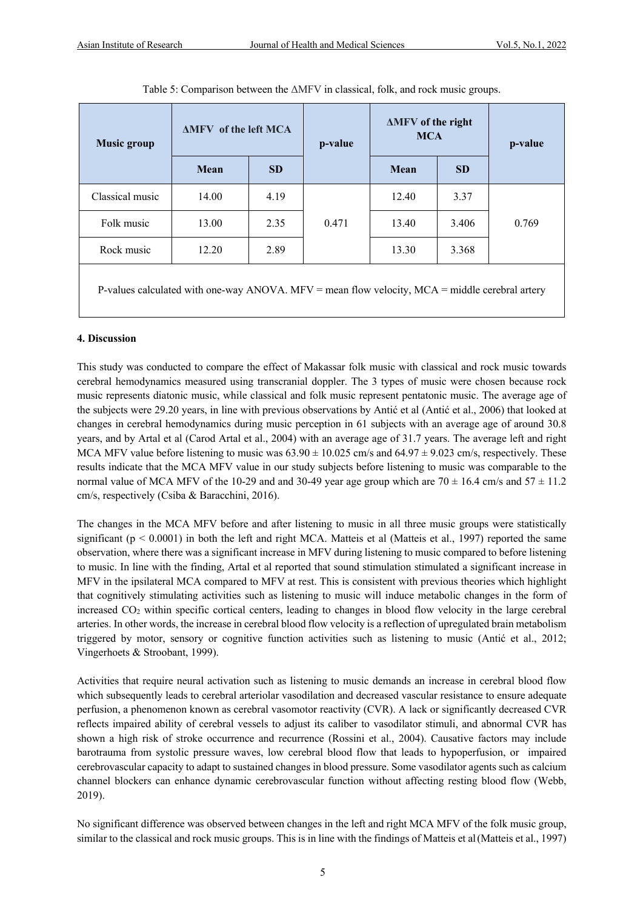Table 5: Comparison between the ΔMFV in classical, folk, and rock music groups.

| Music group | ΔMFV of the left MCA | | p-value | ΔMFV of the right MCA | | p-value |
|---|---|---|---|---|---|---|
| | Mean | SD | | Mean | SD | |
| Classical music | 14.00 | 4.19 | 0.471 | 12.40 | 3.37 | 0.769 |
| Folk music | 13.00 | 2.35 | | 13.40 | 3.406 | |
| Rock music | 12.20 | 2.89 | | 13.30 | 3.368 | |

P-values calculated with one-way ANOVA. MFV = mean flow velocity, MCA = middle cerebral artery

## 4. Discussion

This study was conducted to compare the effect of Makassar folk music with classical and rock music towards cerebral hemodynamics measured using transcranial doppler. The 3 types of music were chosen because rock music represents diatonic music, while classical and folk music represent pentatonic music. The average age of the subjects were 29.20 years, in line with previous observations by Antić et al (Antić et al., 2006) that looked at changes in cerebral hemodynamics during music perception in 61 subjects with an average age of around 30.8 years, and by Artal et al (Carod Artal et al., 2004) with an average age of 31.7 years. The average left and right MCA MFV value before listening to music was $63.90 \pm 10.025$ cm/s and $64.97 \pm 9.023$ cm/s, respectively. These results indicate that the MCA MFV value in our study subjects before listening to music was comparable to the normal value of MCA MFV of the 10-29 and and 30-49 year age group which are $70 \pm 16.4$ cm/s and $57 \pm 11.2$ cm/s, respectively (Csiba & Baracchini, 2016).

The changes in the MCA MFV before and after listening to music in all three music groups were statistically significant ($p < 0.0001$) in both the left and right MCA. Matteis et al (Matteis et al., 1997) reported the same observation, where there was a significant increase in MFV during listening to music compared to before listening to music. In line with the finding, Artal et al reported that sound stimulation stimulated a significant increase in MFV in the ipsilateral MCA compared to MFV at rest. This is consistent with previous theories which highlight that cognitively stimulating activities such as listening to music will induce metabolic changes in the form of increased $CO_2$ within specific cortical centers, leading to changes in blood flow velocity in the large cerebral arteries. In other words, the increase in cerebral blood flow velocity is a reflection of upregulated brain metabolism triggered by motor, sensory or cognitive function activities such as listening to music (Antić et al., 2012; Vingerhoets & Stroobant, 1999).

Activities that require neural activation such as listening to music demands an increase in cerebral blood flow which subsequently leads to cerebral arteriolar vasodilation and decreased vascular resistance to ensure adequate perfusion, a phenomenon known as cerebral vasomotor reactivity (CVR). A lack or significantly decreased CVR reflects impaired ability of cerebral vessels to adjust its caliber to vasodilator stimuli, and abnormal CVR has shown a high risk of stroke occurrence and recurrence (Rossini et al., 2004). Causative factors may include barotrauma from systolic pressure waves, low cerebral blood flow that leads to hypoperfusion, or impaired cerebrovascular capacity to adapt to sustained changes in blood pressure. Some vasodilator agents such as calcium channel blockers can enhance dynamic cerebrovascular function without affecting resting blood flow (Webb, 2019).

No significant difference was observed between changes in the left and right MCA MFV of the folk music group, similar to the classical and rock music groups. This is in line with the findings of Matteis et al (Matteis et al., 1997)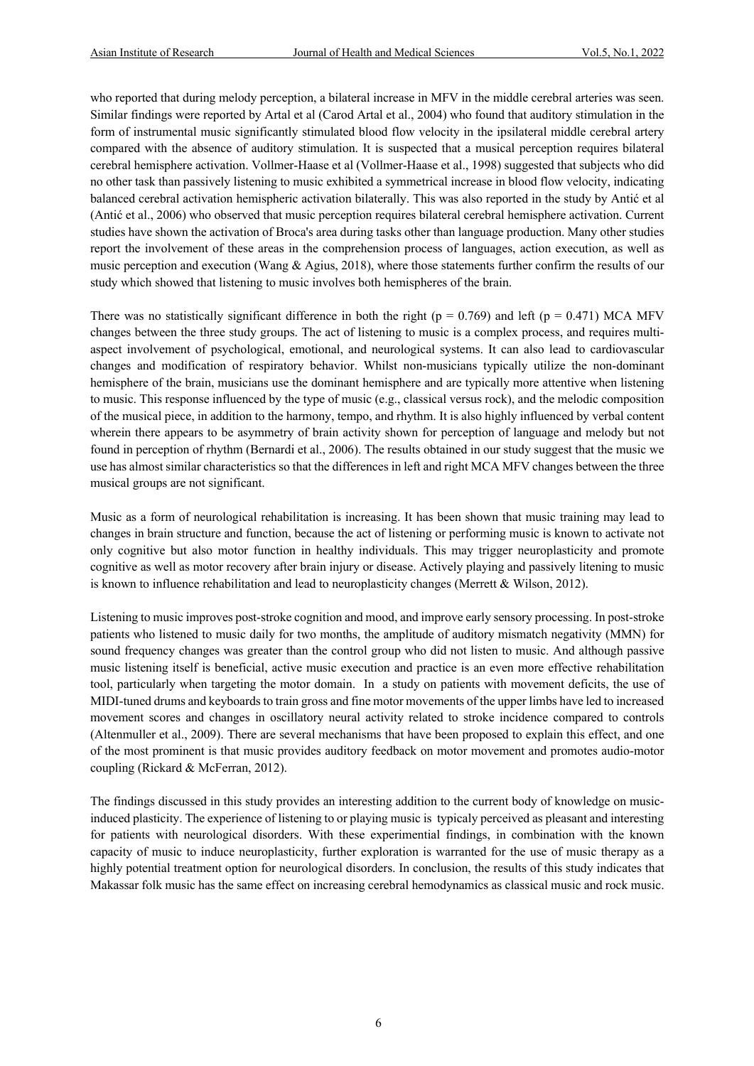who reported that during melody perception, a bilateral increase in MFV in the middle cerebral arteries was seen. Similar findings were reported by Artal et al (Carod Artal et al., 2004) who found that auditory stimulation in the form of instrumental music significantly stimulated blood flow velocity in the ipsilateral middle cerebral artery compared with the absence of auditory stimulation. It is suspected that a musical perception requires bilateral cerebral hemisphere activation. Vollmer-Haase et al (Vollmer-Haase et al., 1998) suggested that subjects who did no other task than passively listening to music exhibited a symmetrical increase in blood flow velocity, indicating balanced cerebral activation hemispheric activation bilaterally. This was also reported in the study by Antić et al (Antić et al., 2006) who observed that music perception requires bilateral cerebral hemisphere activation. Current studies have shown the activation of Broca's area during tasks other than language production. Many other studies report the involvement of these areas in the comprehension process of languages, action execution, as well as music perception and execution (Wang & Agius, 2018), where those statements further confirm the results of our study which showed that listening to music involves both hemispheres of the brain.

There was no statistically significant difference in both the right ($p = 0.769$) and left ($p = 0.471$) MCA MFV changes between the three study groups. The act of listening to music is a complex process, and requires multi-aspect involvement of psychological, emotional, and neurological systems. It can also lead to cardiovascular changes and modification of respiratory behavior. Whilst non-musicians typically utilize the non-dominant hemisphere of the brain, musicians use the dominant hemisphere and are typically more attentive when listening to music. This response influenced by the type of music (e.g., classical versus rock), and the melodic composition of the musical piece, in addition to the harmony, tempo, and rhythm. It is also highly influenced by verbal content wherein there appears to be asymmetry of brain activity shown for perception of language and melody but not found in perception of rhythm (Bernardi et al., 2006). The results obtained in our study suggest that the music we use has almost similar characteristics so that the differences in left and right MCA MFV changes between the three musical groups are not significant.

Music as a form of neurological rehabilitation is increasing. It has been shown that music training may lead to changes in brain structure and function, because the act of listening or performing music is known to activate not only cognitive but also motor function in healthy individuals. This may trigger neuroplasticity and promote cognitive as well as motor recovery after brain injury or disease. Actively playing and passively litening to music is known to influence rehabilitation and lead to neuroplasticity changes (Merrett & Wilson, 2012).

Listening to music improves post-stroke cognition and mood, and improve early sensory processing. In post-stroke patients who listened to music daily for two months, the amplitude of auditory mismatch negativity (MMN) for sound frequency changes was greater than the control group who did not listen to music. And although passive music listening itself is beneficial, active music execution and practice is an even more effective rehabilitation tool, particularly when targeting the motor domain. In a study on patients with movement deficits, the use of MIDI-tuned drums and keyboards to train gross and fine motor movements of the upper limbs have led to increased movement scores and changes in oscillatory neural activity related to stroke incidence compared to controls (Altenmuller et al., 2009). There are several mechanisms that have been proposed to explain this effect, and one of the most prominent is that music provides auditory feedback on motor movement and promotes audio-motor coupling (Rickard & McFerran, 2012).

The findings discussed in this study provides an interesting addition to the current body of knowledge on music-induced plasticity. The experience of listening to or playing music is typicaly perceived as pleasant and interesting for patients with neurological disorders. With these experimential findings, in combination with the known capacity of music to induce neuroplasticity, further exploration is warranted for the use of music therapy as a highly potential treatment option for neurological disorders. In conclusion, the results of this study indicates that Makassar folk music has the same effect on increasing cerebral hemodynamics as classical music and rock music.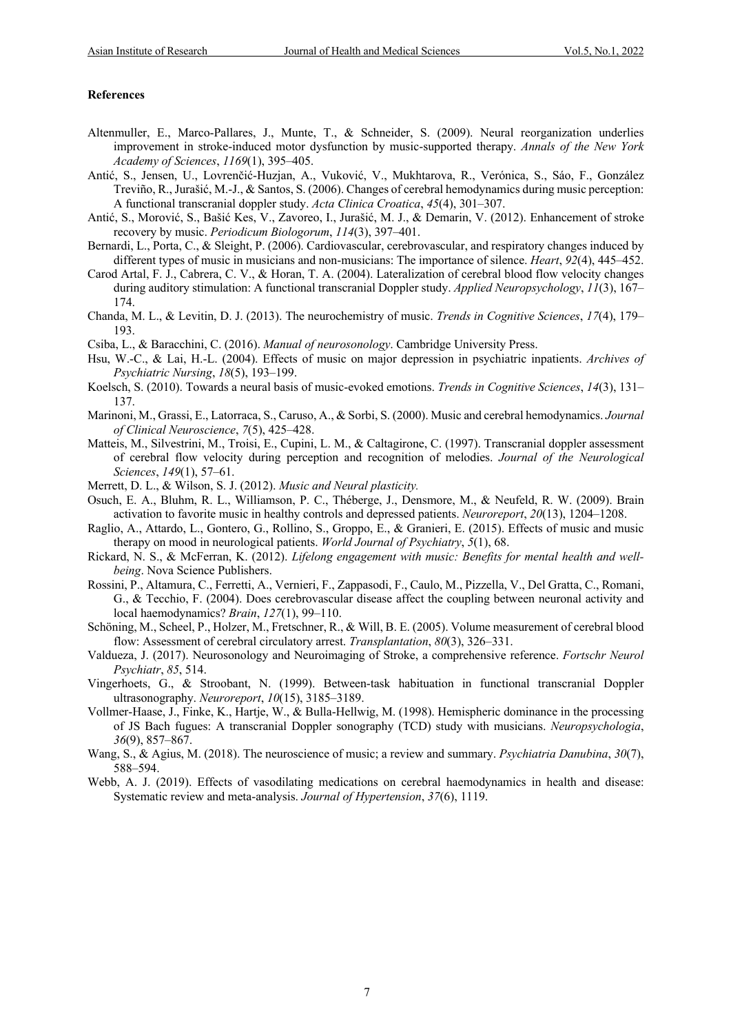**References**

Altenmuller, E., Marco-Pallares, J., Munte, T., & Schneider, S. (2009). Neural reorganization underlies improvement in stroke-induced motor dysfunction by music-supported therapy. *Annals of the New York Academy of Sciences*, *1169*(1), 395–405.

Antić, S., Jensen, U., Lovrenčić-Huzjan, A., Vuković, V., Mukhtarova, R., Verónica, S., Sáo, F., González Treviño, R., Jurašić, M.-J., & Santos, S. (2006). Changes of cerebral hemodynamics during music perception: A functional transcranial doppler study. *Acta Clinica Croatica*, *45*(4), 301–307.

Antić, S., Morović, S., Bašić Kes, V., Zavoreo, I., Jurašić, M. J., & Demarin, V. (2012). Enhancement of stroke recovery by music. *Periodicum Biologorum*, *114*(3), 397–401.

Bernardi, L., Porta, C., & Sleight, P. (2006). Cardiovascular, cerebrovascular, and respiratory changes induced by different types of music in musicians and non-musicians: The importance of silence. *Heart*, *92*(4), 445–452.

Carod Artal, F. J., Cabrera, C. V., & Horan, T. A. (2004). Lateralization of cerebral blood flow velocity changes during auditory stimulation: A functional transcranial Doppler study. *Applied Neuropsychology*, *11*(3), 167–174.

Chanda, M. L., & Levitin, D. J. (2013). The neurochemistry of music. *Trends in Cognitive Sciences*, *17*(4), 179–193.

Csiba, L., & Baracchini, C. (2016). *Manual of neurosonology*. Cambridge University Press.

Hsu, W.-C., & Lai, H.-L. (2004). Effects of music on major depression in psychiatric inpatients. *Archives of Psychiatric Nursing*, *18*(5), 193–199.

Koelsch, S. (2010). Towards a neural basis of music-evoked emotions. *Trends in Cognitive Sciences*, *14*(3), 131–137.

Marinoni, M., Grassi, E., Latorraca, S., Caruso, A., & Sorbi, S. (2000). Music and cerebral hemodynamics. *Journal of Clinical Neuroscience*, *7*(5), 425–428.

Matteis, M., Silvestrini, M., Troisi, E., Cupini, L. M., & Caltagirone, C. (1997). Transcranial doppler assessment of cerebral flow velocity during perception and recognition of melodies. *Journal of the Neurological Sciences*, *149*(1), 57–61.

Merrett, D. L., & Wilson, S. J. (2012). *Music and Neural plasticity.*

Osuch, E. A., Bluhm, R. L., Williamson, P. C., Théberge, J., Densmore, M., & Neufeld, R. W. (2009). Brain activation to favorite music in healthy controls and depressed patients. *Neuroreport*, *20*(13), 1204–1208.

Raglio, A., Attardo, L., Gontero, G., Rollino, S., Groppo, E., & Granieri, E. (2015). Effects of music and music therapy on mood in neurological patients. *World Journal of Psychiatry*, *5*(1), 68.

Rickard, N. S., & McFerran, K. (2012). *Lifelong engagement with music: Benefits for mental health and well-being*. Nova Science Publishers.

Rossini, P., Altamura, C., Ferretti, A., Vernieri, F., Zappasodi, F., Caulo, M., Pizzella, V., Del Gratta, C., Romani, G., & Tecchio, F. (2004). Does cerebrovascular disease affect the coupling between neuronal activity and local haemodynamics? *Brain*, *127*(1), 99–110.

Schöning, M., Scheel, P., Holzer, M., Fretschner, R., & Will, B. E. (2005). Volume measurement of cerebral blood flow: Assessment of cerebral circulatory arrest. *Transplantation*, *80*(3), 326–331.

Valdueza, J. (2017). Neurosonology and Neuroimaging of Stroke, a comprehensive reference. *Fortschr Neurol Psychiatr*, *85*, 514.

Vingerhoets, G., & Stroobant, N. (1999). Between-task habituation in functional transcranial Doppler ultrasonography. *Neuroreport*, *10*(15), 3185–3189.

Vollmer-Haase, J., Finke, K., Hartje, W., & Bulla-Hellwig, M. (1998). Hemispheric dominance in the processing of JS Bach fugues: A transcranial Doppler sonography (TCD) study with musicians. *Neuropsychologia*, *36*(9), 857–867.

Wang, S., & Agius, M. (2018). The neuroscience of music; a review and summary. *Psychiatria Danubina*, *30*(7), 588–594.

Webb, A. J. (2019). Effects of vasodilating medications on cerebral haemodynamics in health and disease: Systematic review and meta-analysis. *Journal of Hypertension*, *37*(6), 1119.